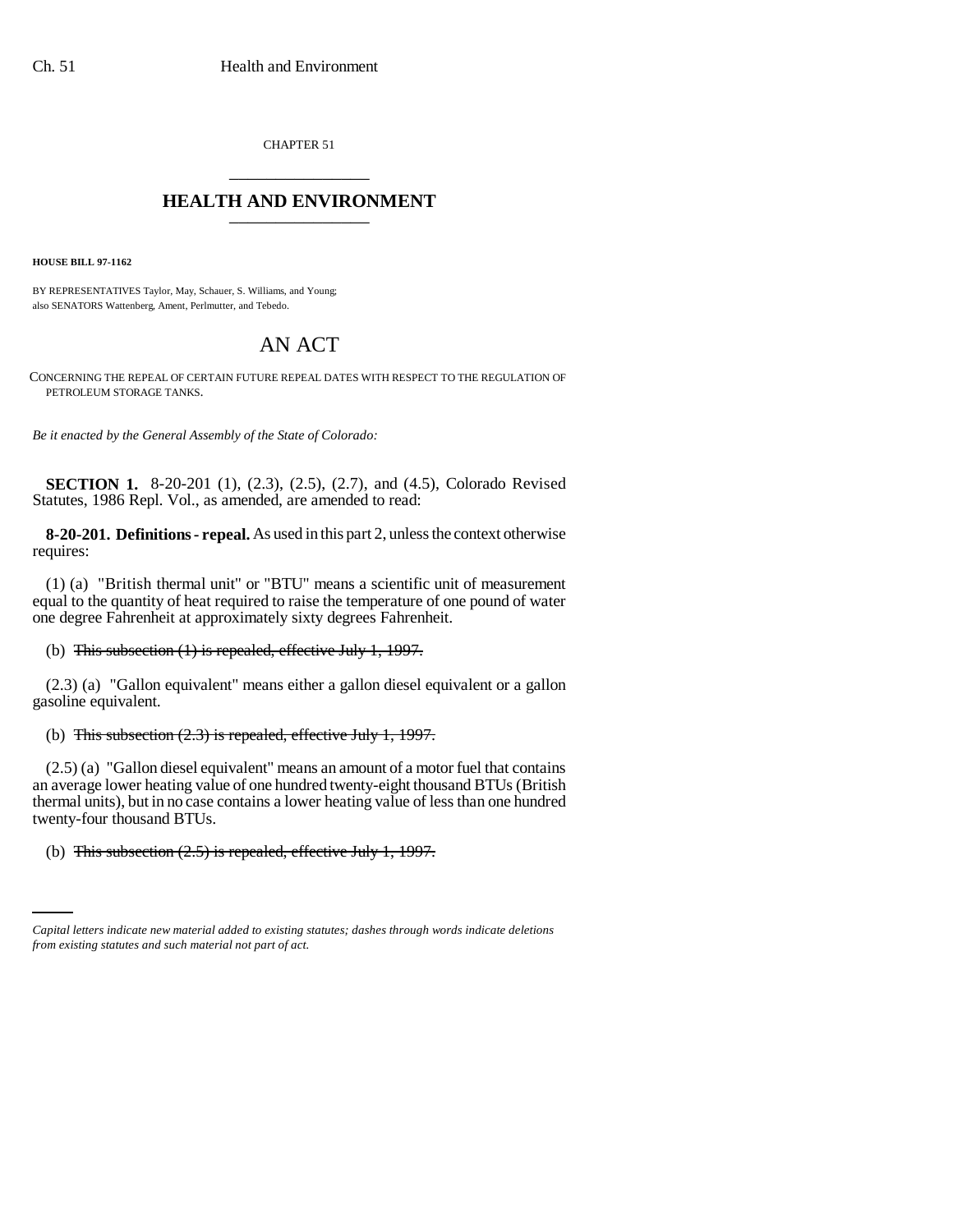CHAPTER 51

# HEALTH AND ENVIRONMENT

**HOUSE BILL 97-1162**

BY REPRESENTATIVES Taylor, May, Schauer, S. Williams, and Young;
also SENATORS Wattenberg, Ament, Perlmutter, and Tebedo.

# AN ACT

CONCERNING THE REPEAL OF CERTAIN FUTURE REPEAL DATES WITH RESPECT TO THE REGULATION OF PETROLEUM STORAGE TANKS.

*Be it enacted by the General Assembly of the State of Colorado:*

**SECTION 1.** 8-20-201 (1), (2.3), (2.5), (2.7), and (4.5), Colorado Revised Statutes, 1986 Repl. Vol., as amended, are amended to read:

**8-20-201. Definitions - repeal.** As used in this part 2, unless the context otherwise requires:

(1) (a) "British thermal unit" or "BTU" means a scientific unit of measurement equal to the quantity of heat required to raise the temperature of one pound of water one degree Fahrenheit at approximately sixty degrees Fahrenheit.

(b) ~~This subsection (1) is repealed, effective July 1, 1997.~~

(2.3) (a) "Gallon equivalent" means either a gallon diesel equivalent or a gallon gasoline equivalent.

(b) ~~This subsection (2.3) is repealed, effective July 1, 1997.~~

(2.5) (a) "Gallon diesel equivalent" means an amount of a motor fuel that contains an average lower heating value of one hundred twenty-eight thousand BTUs (British thermal units), but in no case contains a lower heating value of less than one hundred twenty-four thousand BTUs.

(b) ~~This subsection (2.5) is repealed, effective July 1, 1997.~~

*Capital letters indicate new material added to existing statutes; dashes through words indicate deletions from existing statutes and such material not part of act.*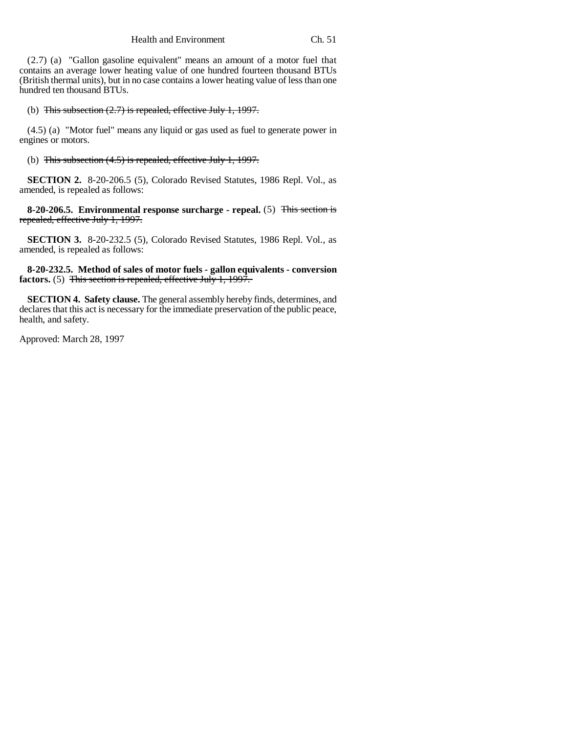(2.7) (a) "Gallon gasoline equivalent" means an amount of a motor fuel that contains an average lower heating value of one hundred fourteen thousand BTUs (British thermal units), but in no case contains a lower heating value of less than one hundred ten thousand BTUs.

(b) ~~This subsection (2.7) is repealed, effective July 1, 1997.~~

(4.5) (a) "Motor fuel" means any liquid or gas used as fuel to generate power in engines or motors.

(b) ~~This subsection (4.5) is repealed, effective July 1, 1997.~~

**SECTION 2.** 8-20-206.5 (5), Colorado Revised Statutes, 1986 Repl. Vol., as amended, is repealed as follows:

**8-20-206.5. Environmental response surcharge - repeal.** (5) ~~This section is repealed, effective July 1, 1997.~~

**SECTION 3.** 8-20-232.5 (5), Colorado Revised Statutes, 1986 Repl. Vol., as amended, is repealed as follows:

**8-20-232.5. Method of sales of motor fuels - gallon equivalents - conversion factors.** (5) ~~This section is repealed, effective July 1, 1997.~~

**SECTION 4. Safety clause.** The general assembly hereby finds, determines, and declares that this act is necessary for the immediate preservation of the public peace, health, and safety.

Approved: March 28, 1997